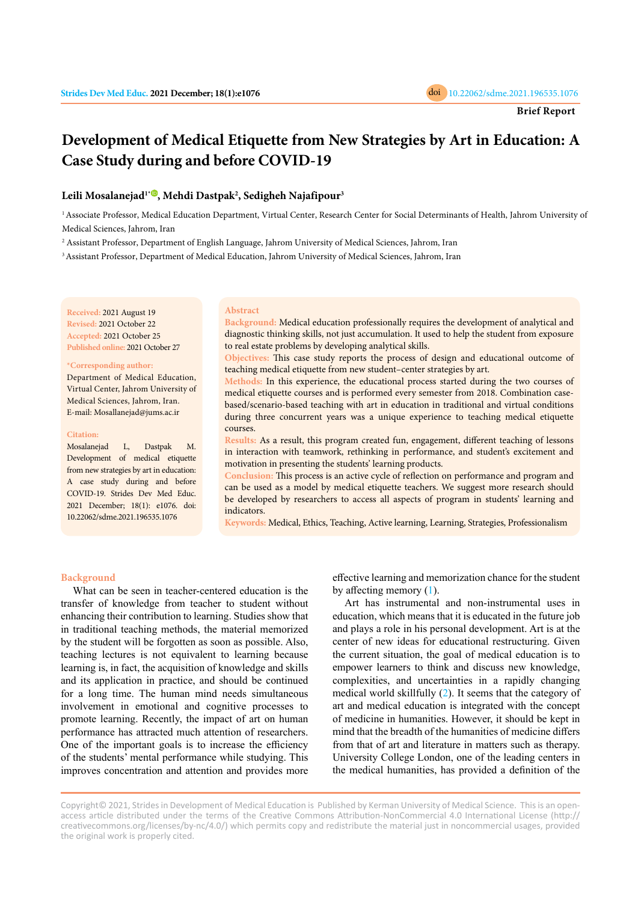Brief Report

# Development of Medical Etiquette from New Strategies by Art in Education: A Case Study during and before COVID-19

**Leili Mosalanejad[1*], Mehdi Dastpak[2], Sedigheh Najafipour[3]**

[1] Associate Professor, Medical Education Department, Virtual Center, Research Center for Social Determinants of Health, Jahrom University of Medical Sciences, Jahrom, Iran

[2] Assistant Professor, Department of English Language, Jahrom University of Medical Sciences, Jahrom, Iran

[3] Assistant Professor, Department of Medical Education, Jahrom University of Medical Sciences, Jahrom, Iran

**Received:** 2021 August 19
**Revised:** 2021 October 22
**Accepted:** 2021 October 25
**Published online:** 2021 October 27

**\*Corresponding author:**
Department of Medical Education, Virtual Center, Jahrom University of Medical Sciences, Jahrom, Iran.
E-mail: Mosallanejad@jums.ac.ir

**Citation:**
Mosalanejad L, Dastpak M. Development of medical etiquette from new strategies by art in education: A case study during and before COVID-19. Strides Dev Med Educ. 2021 December; 18(1): e1076. doi: 10.22062/sdme.2021.196535.1076

## Abstract

**Background:** Medical education professionally requires the development of analytical and diagnostic thinking skills, not just accumulation. It used to help the student from exposure to real estate problems by developing analytical skills.

**Objectives:** This case study reports the process of design and educational outcome of teaching medical etiquette from new student–center strategies by art.

**Methods:** In this experience, the educational process started during the two courses of medical etiquette courses and is performed every semester from 2018. Combination case-based/scenario-based teaching with art in education in traditional and virtual conditions during three concurrent years was a unique experience to teaching medical etiquette courses.

**Results:** As a result, this program created fun, engagement, different teaching of lessons in interaction with teamwork, rethinking in performance, and student's excitement and motivation in presenting the students' learning products.

**Conclusion:** This process is an active cycle of reflection on performance and program and can be used as a model by medical etiquette teachers. We suggest more research should be developed by researchers to access all aspects of program in students' learning and indicators.

**Keywords:** Medical, Ethics, Teaching, Active learning, Learning, Strategies, Professionalism

## Background

What can be seen in teacher-centered education is the transfer of knowledge from teacher to student without enhancing their contribution to learning. Studies show that in traditional teaching methods, the material memorized by the student will be forgotten as soon as possible. Also, teaching lectures is not equivalent to learning because learning is, in fact, the acquisition of knowledge and skills and its application in practice, and should be continued for a long time. The human mind needs simultaneous involvement in emotional and cognitive processes to promote learning. Recently, the impact of art on human performance has attracted much attention of researchers. One of the important goals is to increase the efficiency of the students' mental performance while studying. This improves concentration and attention and provides more effective learning and memorization chance for the student by affecting memory (1).

Art has instrumental and non-instrumental uses in education, which means that it is educated in the future job and plays a role in his personal development. Art is at the center of new ideas for educational restructuring. Given the current situation, the goal of medical education is to empower learners to think and discuss new knowledge, complexities, and uncertainties in a rapidly changing medical world skillfully (2). It seems that the category of art and medical education is integrated with the concept of medicine in humanities. However, it should be kept in mind that the breadth of the humanities of medicine differs from that of art and literature in matters such as therapy. University College London, one of the leading centers in the medical humanities, has provided a definition of the

Copyright© 2021, Strides in Development of Medical Education is Published by Kerman University of Medical Science. This is an open-access article distributed under the terms of the Creative Commons Attribution-NonCommercial 4.0 International License (http://creativecommons.org/licenses/by-nc/4.0/) which permits copy and redistribute the material just in noncommercial usages, provided the original work is properly cited.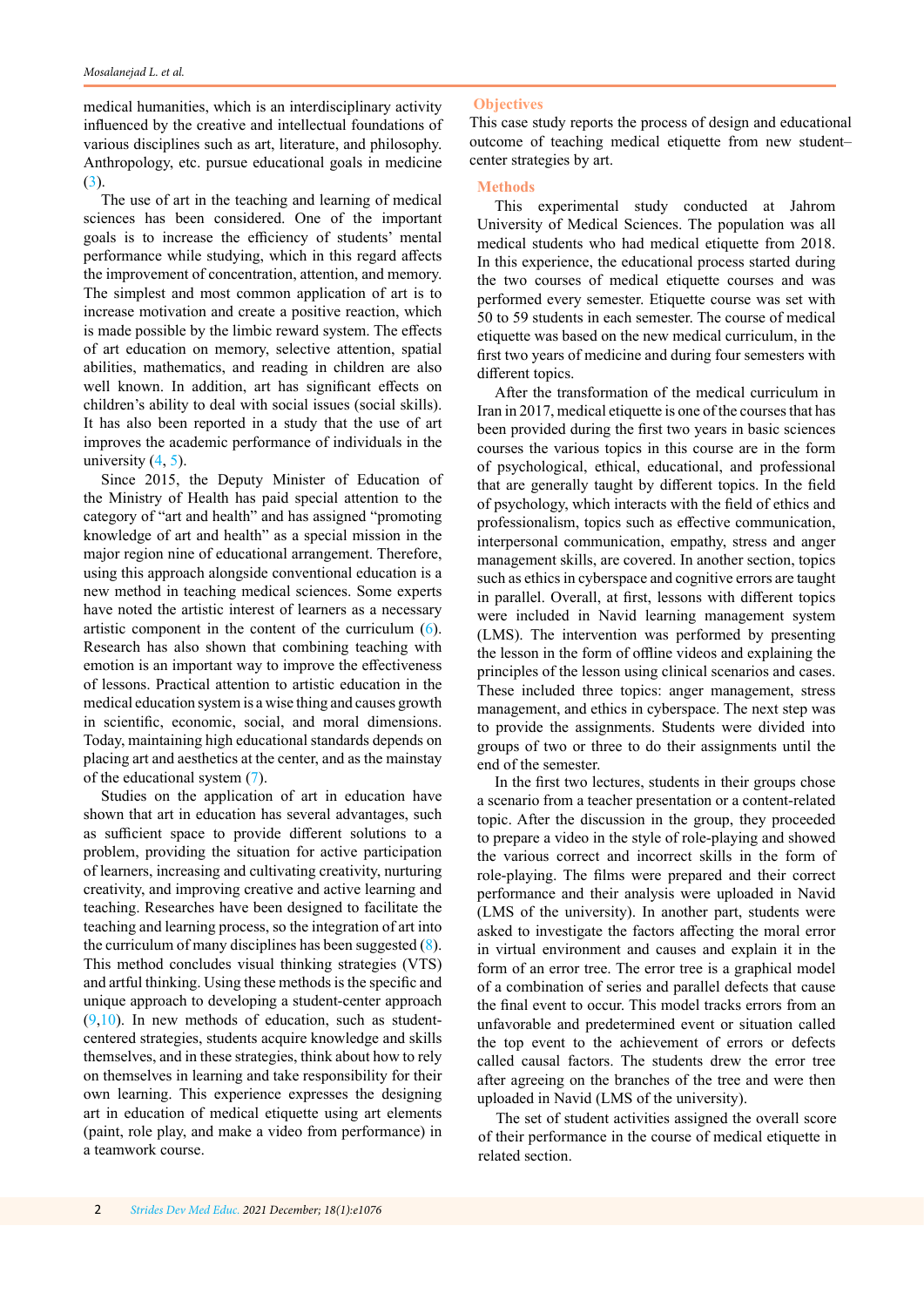medical humanities, which is an interdisciplinary activity influenced by the creative and intellectual foundations of various disciplines such as art, literature, and philosophy. Anthropology, etc. pursue educational goals in medicine (3).

The use of art in the teaching and learning of medical sciences has been considered. One of the important goals is to increase the efficiency of students' mental performance while studying, which in this regard affects the improvement of concentration, attention, and memory. The simplest and most common application of art is to increase motivation and create a positive reaction, which is made possible by the limbic reward system. The effects of art education on memory, selective attention, spatial abilities, mathematics, and reading in children are also well known. In addition, art has significant effects on children's ability to deal with social issues (social skills). It has also been reported in a study that the use of art improves the academic performance of individuals in the university (4, 5).

Since 2015, the Deputy Minister of Education of the Ministry of Health has paid special attention to the category of "art and health" and has assigned "promoting knowledge of art and health" as a special mission in the major region nine of educational arrangement. Therefore, using this approach alongside conventional education is a new method in teaching medical sciences. Some experts have noted the artistic interest of learners as a necessary artistic component in the content of the curriculum (6). Research has also shown that combining teaching with emotion is an important way to improve the effectiveness of lessons. Practical attention to artistic education in the medical education system is a wise thing and causes growth in scientific, economic, social, and moral dimensions. Today, maintaining high educational standards depends on placing art and aesthetics at the center, and as the mainstay of the educational system (7).

Studies on the application of art in education have shown that art in education has several advantages, such as sufficient space to provide different solutions to a problem, providing the situation for active participation of learners, increasing and cultivating creativity, nurturing creativity, and improving creative and active learning and teaching. Researches have been designed to facilitate the teaching and learning process, so the integration of art into the curriculum of many disciplines has been suggested (8). This method concludes visual thinking strategies (VTS) and artful thinking. Using these methods is the specific and unique approach to developing a student-center approach (9,10). In new methods of education, such as student-centered strategies, students acquire knowledge and skills themselves, and in these strategies, think about how to rely on themselves in learning and take responsibility for their own learning. This experience expresses the designing art in education of medical etiquette using art elements (paint, role play, and make a video from performance) in a teamwork course.

## Objectives

This case study reports the process of design and educational outcome of teaching medical etiquette from new student–center strategies by art.

## Methods

This experimental study conducted at Jahrom University of Medical Sciences. The population was all medical students who had medical etiquette from 2018. In this experience, the educational process started during the two courses of medical etiquette courses and was performed every semester. Etiquette course was set with 50 to 59 students in each semester. The course of medical etiquette was based on the new medical curriculum, in the first two years of medicine and during four semesters with different topics.

After the transformation of the medical curriculum in Iran in 2017, medical etiquette is one of the courses that has been provided during the first two years in basic sciences courses the various topics in this course are in the form of psychological, ethical, educational, and professional that are generally taught by different topics. In the field of psychology, which interacts with the field of ethics and professionalism, topics such as effective communication, interpersonal communication, empathy, stress and anger management skills, are covered. In another section, topics such as ethics in cyberspace and cognitive errors are taught in parallel. Overall, at first, lessons with different topics were included in Navid learning management system (LMS). The intervention was performed by presenting the lesson in the form of offline videos and explaining the principles of the lesson using clinical scenarios and cases. These included three topics: anger management, stress management, and ethics in cyberspace. The next step was to provide the assignments. Students were divided into groups of two or three to do their assignments until the end of the semester.

In the first two lectures, students in their groups chose a scenario from a teacher presentation or a content-related topic. After the discussion in the group, they proceeded to prepare a video in the style of role-playing and showed the various correct and incorrect skills in the form of role-playing. The films were prepared and their correct performance and their analysis were uploaded in Navid (LMS of the university). In another part, students were asked to investigate the factors affecting the moral error in virtual environment and causes and explain it in the form of an error tree. The error tree is a graphical model of a combination of series and parallel defects that cause the final event to occur. This model tracks errors from an unfavorable and predetermined event or situation called the top event to the achievement of errors or defects called causal factors. The students drew the error tree after agreeing on the branches of the tree and were then uploaded in Navid (LMS of the university).

The set of student activities assigned the overall score of their performance in the course of medical etiquette in related section.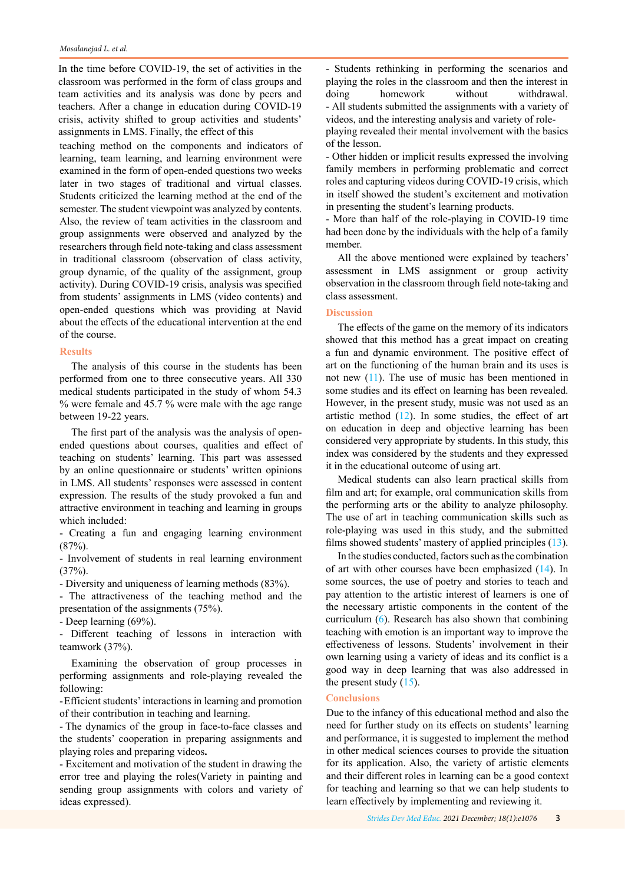In the time before COVID-19, the set of activities in the classroom was performed in the form of class groups and team activities and its analysis was done by peers and teachers. After a change in education during COVID-19 crisis, activity shifted to group activities and students' assignments in LMS. Finally, the effect of this teaching method on the components and indicators of learning, team learning, and learning environment were examined in the form of open-ended questions two weeks later in two stages of traditional and virtual classes. Students criticized the learning method at the end of the semester. The student viewpoint was analyzed by contents. Also, the review of team activities in the classroom and group assignments were observed and analyzed by the researchers through field note-taking and class assessment in traditional classroom (observation of class activity, group dynamic, of the quality of the assignment, group activity). During COVID-19 crisis, analysis was specified from students' assignments in LMS (video contents) and open-ended questions which was providing at Navid about the effects of the educational intervention at the end of the course.

## Results

The analysis of this course in the students has been performed from one to three consecutive years. All 330 medical students participated in the study of whom 54.3 % were female and 45.7 % were male with the age range between 19-22 years.

The first part of the analysis was the analysis of open-ended questions about courses, qualities and effect of teaching on students' learning. This part was assessed by an online questionnaire or students' written opinions in LMS. All students' responses were assessed in content expression. The results of the study provoked a fun and attractive environment in teaching and learning in groups which included:

- Creating a fun and engaging learning environment (87%).
- Involvement of students in real learning environment (37%).
- Diversity and uniqueness of learning methods (83%).
- The attractiveness of the teaching method and the presentation of the assignments (75%).
- Deep learning (69%).
- Different teaching of lessons in interaction with teamwork (37%).

Examining the observation of group processes in performing assignments and role-playing revealed the following:

- Efficient students' interactions in learning and promotion of their contribution in teaching and learning.
- The dynamics of the group in face-to-face classes and the students' cooperation in preparing assignments and playing roles and preparing videos**.**
- Excitement and motivation of the student in drawing the error tree and playing the roles(Variety in painting and sending group assignments with colors and variety of ideas expressed).
- Students rethinking in performing the scenarios and playing the roles in the classroom and then the interest in doing homework without withdrawal.
- All students submitted the assignments with a variety of videos, and the interesting analysis and variety of role-playing revealed their mental involvement with the basics of the lesson.
- Other hidden or implicit results expressed the involving family members in performing problematic and correct roles and capturing videos during COVID-19 crisis, which in itself showed the student's excitement and motivation in presenting the student's learning products.
- More than half of the role-playing in COVID-19 time had been done by the individuals with the help of a family member.

All the above mentioned were explained by teachers' assessment in LMS assignment or group activity observation in the classroom through field note-taking and class assessment.

## Discussion

The effects of the game on the memory of its indicators showed that this method has a great impact on creating a fun and dynamic environment. The positive effect of art on the functioning of the human brain and its uses is not new (11). The use of music has been mentioned in some studies and its effect on learning has been revealed. However, in the present study, music was not used as an artistic method (12). In some studies, the effect of art on education in deep and objective learning has been considered very appropriate by students. In this study, this index was considered by the students and they expressed it in the educational outcome of using art.

Medical students can also learn practical skills from film and art; for example, oral communication skills from the performing arts or the ability to analyze philosophy. The use of art in teaching communication skills such as role-playing was used in this study, and the submitted films showed students' mastery of applied principles (13).

In the studies conducted, factors such as the combination of art with other courses have been emphasized (14). In some sources, the use of poetry and stories to teach and pay attention to the artistic interest of learners is one of the necessary artistic components in the content of the curriculum (6). Research has also shown that combining teaching with emotion is an important way to improve the effectiveness of lessons. Students' involvement in their own learning using a variety of ideas and its conflict is a good way in deep learning that was also addressed in the present study (15).

## Conclusions

Due to the infancy of this educational method and also the need for further study on its effects on students' learning and performance, it is suggested to implement the method in other medical sciences courses to provide the situation for its application. Also, the variety of artistic elements and their different roles in learning can be a good context for teaching and learning so that we can help students to learn effectively by implementing and reviewing it.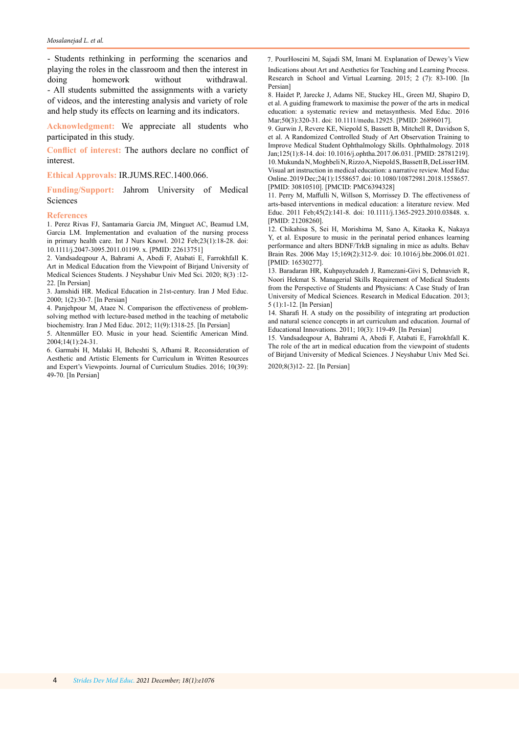- Students rethinking in performing the scenarios and playing the roles in the classroom and then the interest in doing homework without withdrawal.
- All students submitted the assignments with a variety of videos, and the interesting analysis and variety of role and help study its effects on learning and its indicators.

**Acknowledgment:** We appreciate all students who participated in this study.

**Conflict of interest:** The authors declare no conflict of interest.

**Ethical Approvals:** IR.JUMS.REC.1400.066.

**Funding/Support:** Jahrom University of Medical Sciences

## References

1. Perez Rivas FJ, Santamaria Garcia JM, Minguet AC, Beamud LM, Garcia LM. Implementation and evaluation of the nursing process in primary health care. Int J Nurs Knowl. 2012 Feb;23(1):18-28. doi: 10.1111/j.2047-3095.2011.01199. x. [PMID: 22613751]
2. Vandsadeqpour A, Bahrami A, Abedi F, Atabati E, Farrokhfall K. Art in Medical Education from the Viewpoint of Birjand University of Medical Sciences Students. J Neyshabur Univ Med Sci. 2020; 8(3) :12-22. [In Persian]
3. Jamshidi HR. Medical Education in 21st-century. Iran J Med Educ. 2000; 1(2):30-7. [In Persian]
4. Panjehpour M, Ataee N. Comparison the effectiveness of problem-solving method with lecture-based method in the teaching of metabolic biochemistry. Iran J Med Educ. 2012; 11(9):1318-25. [In Persian]
5. Altenmüller EO. Music in your head. Scientific American Mind. 2004;14(1):24-31.
6. Garmabi H, Malaki H, Beheshti S, Afhami R. Reconsideration of Aesthetic and Artistic Elements for Curriculum in Written Resources and Expert's Viewpoints. Journal of Curriculum Studies. 2016; 10(39): 49-70. [In Persian]
7. PourHoseini M, Sajadi SM, Imani M. Explanation of Dewey's View Indications about Art and Aesthetics for Teaching and Learning Process. Research in School and Virtual Learning. 2015; 2 (7): 83-100. [In Persian]
8. Haidet P, Jarecke J, Adams NE, Stuckey HL, Green MJ, Shapiro D, et al. A guiding framework to maximise the power of the arts in medical education: a systematic review and metasynthesis. Med Educ. 2016 Mar;50(3):320-31. doi: 10.1111/medu.12925. [PMID: 26896017].
9. Gurwin J, Revere KE, Niepold S, Bassett B, Mitchell R, Davidson S, et al. A Randomized Controlled Study of Art Observation Training to Improve Medical Student Ophthalmology Skills. Ophthalmology. 2018 Jan;125(1):8-14. doi: 10.1016/j.ophtha.2017.06.031. [PMID: 28781219].
10. Mukunda N, Moghbeli N, Rizzo A, Niepold S, Bassett B, DeLisser HM. Visual art instruction in medical education: a narrative review. Med Educ Online. 2019 Dec;24(1):1558657. doi: 10.1080/10872981.2018.1558657. [PMID: 30810510]. [PMCID: PMC6394328]
11. Perry M, Maffulli N, Willson S, Morrissey D. The effectiveness of arts-based interventions in medical education: a literature review. Med Educ. 2011 Feb;45(2):141-8. doi: 10.1111/j.1365-2923.2010.03848. x. [PMID: 21208260].
12. Chikahisa S, Sei H, Morishima M, Sano A, Kitaoka K, Nakaya Y, et al. Exposure to music in the perinatal period enhances learning performance and alters BDNF/TrkB signaling in mice as adults. Behav Brain Res. 2006 May 15;169(2):312-9. doi: 10.1016/j.bbr.2006.01.021. [PMID: 16530277].
13. Baradaran HR, Kuhpayehzadeh J, Ramezani-Givi S, Dehnavieh R, Noori Hekmat S. Managerial Skills Requirement of Medical Students from the Perspective of Students and Physicians: A Case Study of Iran University of Medical Sciences. Research in Medical Education. 2013; 5 (1):1-12. [In Persian]
14. Sharafi H. A study on the possibility of integrating art production and natural science concepts in art curriculum and education. Journal of Educational Innovations. 2011; 10(3): 119-49. [In Persian]
15. Vandsadeqpour A, Bahrami A, Abedi F, Atabati E, Farrokhfall K. The role of the art in medical education from the viewpoint of students of Birjand University of Medical Sciences. J Neyshabur Univ Med Sci. 2020;8(3)12- 22. [In Persian]